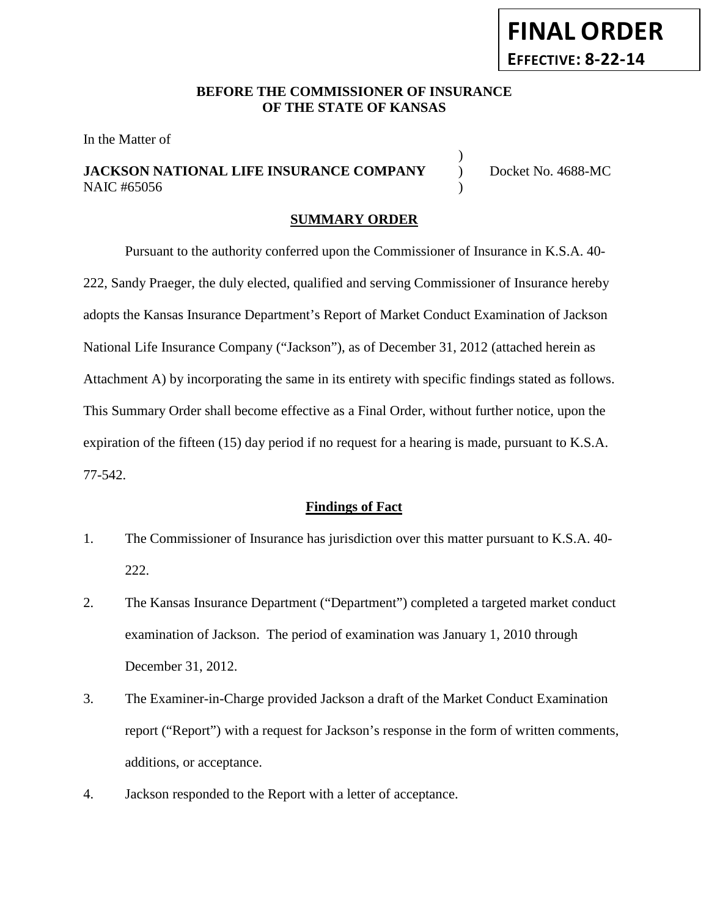**FINAL ORDER**
**EFFECTIVE: 8-22-14**

**BEFORE THE COMMISSIONER OF INSURANCE**
**OF THE STATE OF KANSAS**

In the Matter of

**JACKSON NATIONAL LIFE INSURANCE COMPANY** ) Docket No. 4688-MC
NAIC #65056 )

## SUMMARY ORDER

Pursuant to the authority conferred upon the Commissioner of Insurance in K.S.A. 40-222, Sandy Praeger, the duly elected, qualified and serving Commissioner of Insurance hereby adopts the Kansas Insurance Department's Report of Market Conduct Examination of Jackson National Life Insurance Company ("Jackson"), as of December 31, 2012 (attached herein as Attachment A) by incorporating the same in its entirety with specific findings stated as follows. This Summary Order shall become effective as a Final Order, without further notice, upon the expiration of the fifteen (15) day period if no request for a hearing is made, pursuant to K.S.A. 77-542.

### Findings of Fact

1. The Commissioner of Insurance has jurisdiction over this matter pursuant to K.S.A. 40-222.
2. The Kansas Insurance Department ("Department") completed a targeted market conduct examination of Jackson. The period of examination was January 1, 2010 through December 31, 2012.
3. The Examiner-in-Charge provided Jackson a draft of the Market Conduct Examination report ("Report") with a request for Jackson's response in the form of written comments, additions, or acceptance.
4. Jackson responded to the Report with a letter of acceptance.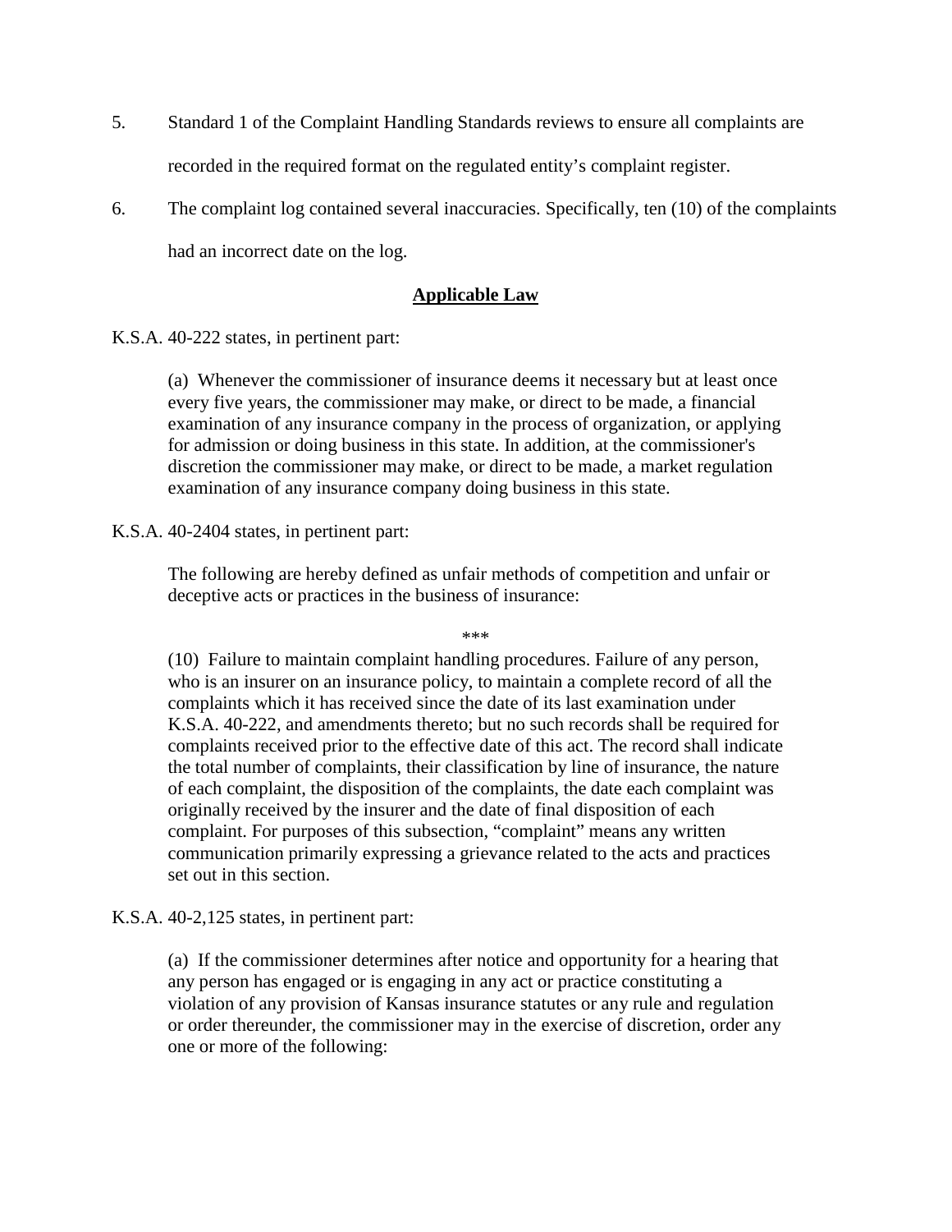5. Standard 1 of the Complaint Handling Standards reviews to ensure all complaints are recorded in the required format on the regulated entity's complaint register.

6. The complaint log contained several inaccuracies. Specifically, ten (10) of the complaints had an incorrect date on the log.

## **Applicable Law**

K.S.A. 40-222 states, in pertinent part:

> (a) Whenever the commissioner of insurance deems it necessary but at least once every five years, the commissioner may make, or direct to be made, a financial examination of any insurance company in the process of organization, or applying for admission or doing business in this state. In addition, at the commissioner's discretion the commissioner may make, or direct to be made, a market regulation examination of any insurance company doing business in this state.

K.S.A. 40-2404 states, in pertinent part:

> The following are hereby defined as unfair methods of competition and unfair or deceptive acts or practices in the business of insurance:
>
> ***
>
> (10) Failure to maintain complaint handling procedures. Failure of any person, who is an insurer on an insurance policy, to maintain a complete record of all the complaints which it has received since the date of its last examination under K.S.A. 40-222, and amendments thereto; but no such records shall be required for complaints received prior to the effective date of this act. The record shall indicate the total number of complaints, their classification by line of insurance, the nature of each complaint, the disposition of the complaints, the date each complaint was originally received by the insurer and the date of final disposition of each complaint. For purposes of this subsection, "complaint" means any written communication primarily expressing a grievance related to the acts and practices set out in this section.

K.S.A. 40-2,125 states, in pertinent part:

> (a) If the commissioner determines after notice and opportunity for a hearing that any person has engaged or is engaging in any act or practice constituting a violation of any provision of Kansas insurance statutes or any rule and regulation or order thereunder, the commissioner may in the exercise of discretion, order any one or more of the following: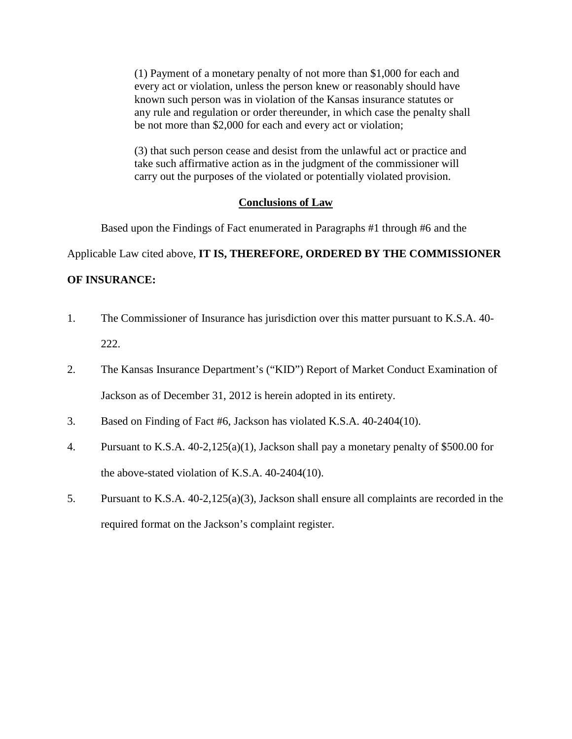> (1) Payment of a monetary penalty of not more than $1,000 for each and every act or violation, unless the person knew or reasonably should have known such person was in violation of the Kansas insurance statutes or any rule and regulation or order thereunder, in which case the penalty shall be not more than $2,000 for each and every act or violation;
>
> (3) that such person cease and desist from the unlawful act or practice and take such affirmative action as in the judgment of the commissioner will carry out the purposes of the violated or potentially violated provision.

## Conclusions of Law

Based upon the Findings of Fact enumerated in Paragraphs #1 through #6 and the Applicable Law cited above, **IT IS, THEREFORE, ORDERED BY THE COMMISSIONER OF INSURANCE:**

1. The Commissioner of Insurance has jurisdiction over this matter pursuant to K.S.A. 40-222.
2. The Kansas Insurance Department's ("KID") Report of Market Conduct Examination of Jackson as of December 31, 2012 is herein adopted in its entirety.
3. Based on Finding of Fact #6, Jackson has violated K.S.A. 40-2404(10).
4. Pursuant to K.S.A. 40-2,125(a)(1), Jackson shall pay a monetary penalty of $500.00 for the above-stated violation of K.S.A. 40-2404(10).
5. Pursuant to K.S.A. 40-2,125(a)(3), Jackson shall ensure all complaints are recorded in the required format on the Jackson's complaint register.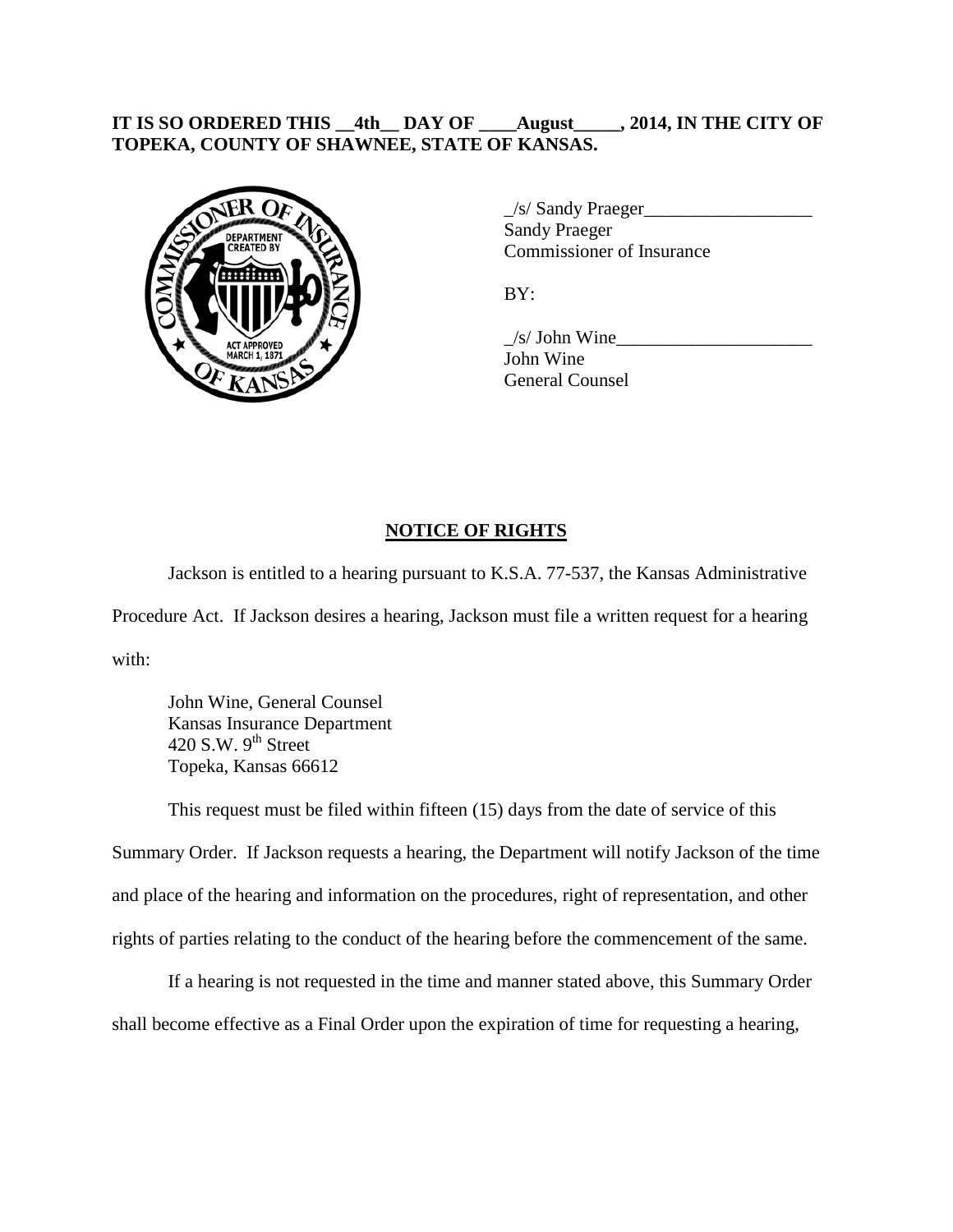**IT IS SO ORDERED THIS __4th__ DAY OF ____August_____, 2014, IN THE CITY OF TOPEKA, COUNTY OF SHAWNEE, STATE OF KANSAS.**

_/s/ Sandy Praeger__________________
Sandy Praeger
Commissioner of Insurance

BY:

_/s/ John Wine_____________________
John Wine
General Counsel

## NOTICE OF RIGHTS

Jackson is entitled to a hearing pursuant to K.S.A. 77-537, the Kansas Administrative Procedure Act. If Jackson desires a hearing, Jackson must file a written request for a hearing with:

John Wine, General Counsel
Kansas Insurance Department
420 S.W. 9th Street
Topeka, Kansas 66612

This request must be filed within fifteen (15) days from the date of service of this Summary Order. If Jackson requests a hearing, the Department will notify Jackson of the time and place of the hearing and information on the procedures, right of representation, and other rights of parties relating to the conduct of the hearing before the commencement of the same.

If a hearing is not requested in the time and manner stated above, this Summary Order shall become effective as a Final Order upon the expiration of time for requesting a hearing,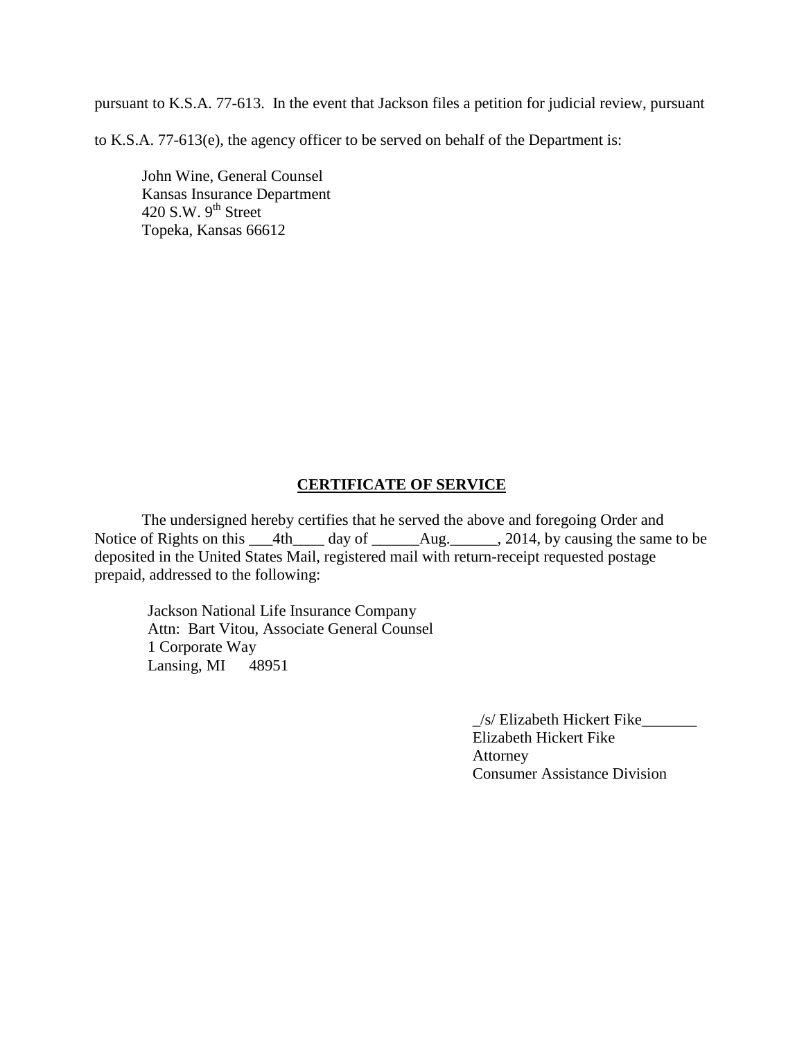pursuant to K.S.A. 77-613. In the event that Jackson files a petition for judicial review, pursuant to K.S.A. 77-613(e), the agency officer to be served on behalf of the Department is:

John Wine, General Counsel
Kansas Insurance Department
420 S.W. 9th Street
Topeka, Kansas 66612

## CERTIFICATE OF SERVICE

The undersigned hereby certifies that he served the above and foregoing Order and Notice of Rights on this ___4th____ day of ______Aug.______, 2014, by causing the same to be deposited in the United States Mail, registered mail with return-receipt requested postage prepaid, addressed to the following:

Jackson National Life Insurance Company
Attn: Bart Vitou, Associate General Counsel
1 Corporate Way
Lansing, MI 48951

_/s/ Elizabeth Hickert Fike_______
Elizabeth Hickert Fike
Attorney
Consumer Assistance Division